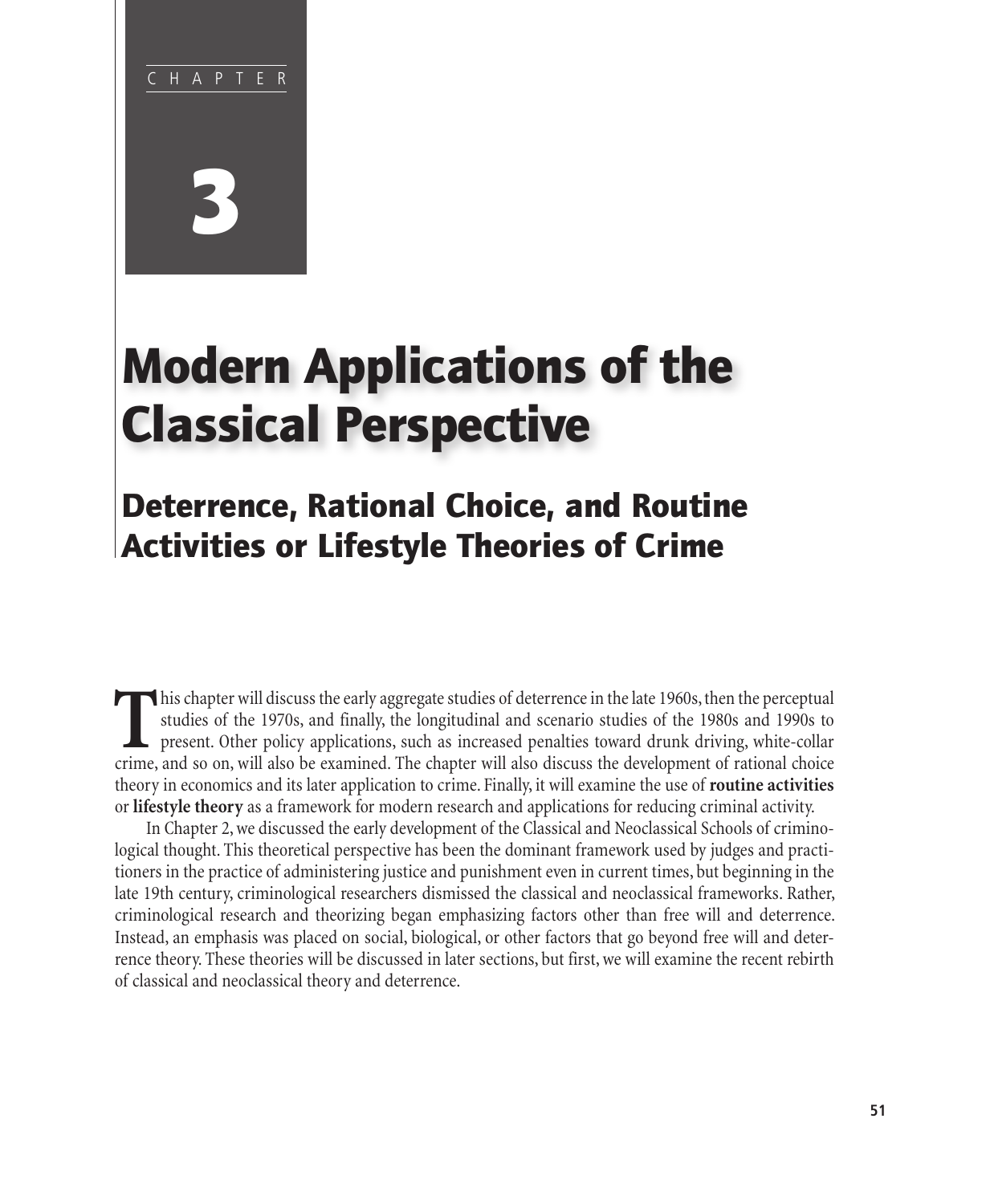CHAPTER

# 3

# Modern Applications of the Classical Perspective

## Deterrence, Rational Choice, and Routine Activities or Lifestyle Theories of Crime

This chapter will discuss the early aggregate studies of deterrence in the late 1960s, then the perceptual studies of the 1970s, and finally, the longitudinal and scenario studies of the 1980s and 1990s to present. Other policy applications, such as increased penalties toward drunk driving, white-collar crime, and so on, will also be examined. The chapter will also discuss the development of rational choice theory in economics and its later application to crime. Finally, it will examine the use of **routine activities** or **lifestyle theory** as a framework for modern research and applications for reducing criminal activity.

In Chapter 2, we discussed the early development of the Classical and Neoclassical Schools of criminological thought. This theoretical perspective has been the dominant framework used by judges and practitioners in the practice of administering justice and punishment even in current times, but beginning in the late 19th century, criminological researchers dismissed the classical and neoclassical frameworks. Rather, criminological research and theorizing began emphasizing factors other than free will and deterrence. Instead, an emphasis was placed on social, biological, or other factors that go beyond free will and deterrence theory. These theories will be discussed in later sections, but first, we will examine the recent rebirth of classical and neoclassical theory and deterrence.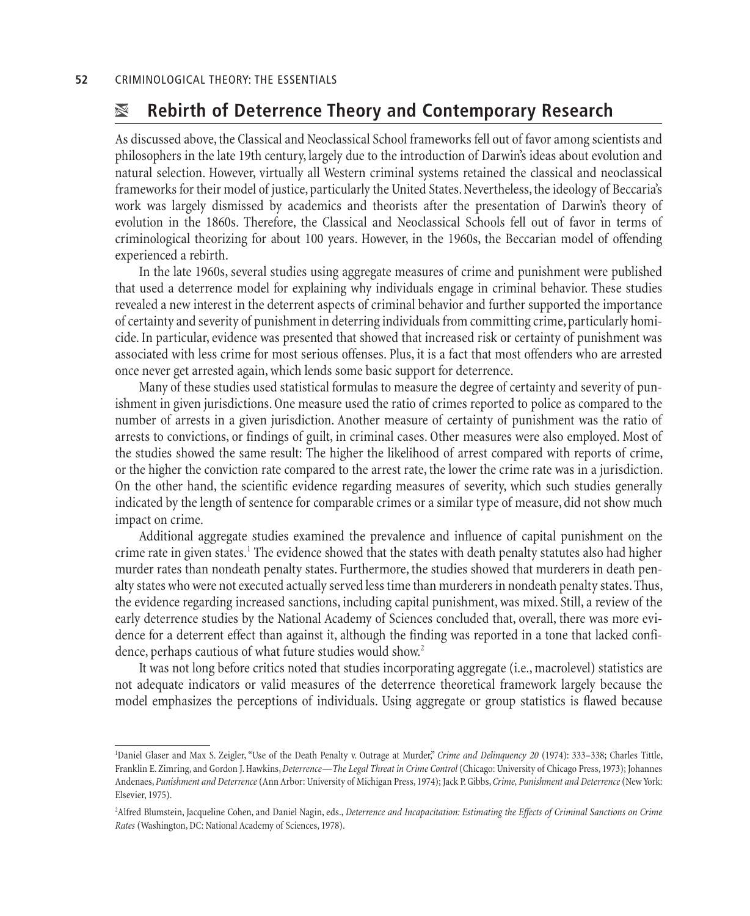## Rebirth of Deterrence Theory and Contemporary Research

As discussed above, the Classical and Neoclassical School frameworks fell out of favor among scientists and philosophers in the late 19th century, largely due to the introduction of Darwin's ideas about evolution and natural selection. However, virtually all Western criminal systems retained the classical and neoclassical frameworks for their model of justice, particularly the United States. Nevertheless, the ideology of Beccaria's work was largely dismissed by academics and theorists after the presentation of Darwin's theory of evolution in the 1860s. Therefore, the Classical and Neoclassical Schools fell out of favor in terms of criminological theorizing for about 100 years. However, in the 1960s, the Beccarian model of offending experienced a rebirth.

In the late 1960s, several studies using aggregate measures of crime and punishment were published that used a deterrence model for explaining why individuals engage in criminal behavior. These studies revealed a new interest in the deterrent aspects of criminal behavior and further supported the importance of certainty and severity of punishment in deterring individuals from committing crime, particularly homicide. In particular, evidence was presented that showed that increased risk or certainty of punishment was associated with less crime for most serious offenses. Plus, it is a fact that most offenders who are arrested once never get arrested again, which lends some basic support for deterrence.

Many of these studies used statistical formulas to measure the degree of certainty and severity of punishment in given jurisdictions. One measure used the ratio of crimes reported to police as compared to the number of arrests in a given jurisdiction. Another measure of certainty of punishment was the ratio of arrests to convictions, or findings of guilt, in criminal cases. Other measures were also employed. Most of the studies showed the same result: The higher the likelihood of arrest compared with reports of crime, or the higher the conviction rate compared to the arrest rate, the lower the crime rate was in a jurisdiction. On the other hand, the scientific evidence regarding measures of severity, which such studies generally indicated by the length of sentence for comparable crimes or a similar type of measure, did not show much impact on crime.

Additional aggregate studies examined the prevalence and influence of capital punishment on the crime rate in given states.[1] The evidence showed that the states with death penalty statutes also had higher murder rates than nondeath penalty states. Furthermore, the studies showed that murderers in death penalty states who were not executed actually served less time than murderers in nondeath penalty states. Thus, the evidence regarding increased sanctions, including capital punishment, was mixed. Still, a review of the early deterrence studies by the National Academy of Sciences concluded that, overall, there was more evidence for a deterrent effect than against it, although the finding was reported in a tone that lacked confidence, perhaps cautious of what future studies would show.[2]

It was not long before critics noted that studies incorporating aggregate (i.e., macrolevel) statistics are not adequate indicators or valid measures of the deterrence theoretical framework largely because the model emphasizes the perceptions of individuals. Using aggregate or group statistics is flawed because

---

[1]Daniel Glaser and Max S. Zeigler, "Use of the Death Penalty v. Outrage at Murder," *Crime and Delinquency 20* (1974): 333–338; Charles Tittle, Franklin E. Zimring, and Gordon J. Hawkins, *Deterrence—The Legal Threat in Crime Control* (Chicago: University of Chicago Press, 1973); Johannes Andenaes, *Punishment and Deterrence* (Ann Arbor: University of Michigan Press, 1974); Jack P. Gibbs, *Crime, Punishment and Deterrence* (New York: Elsevier, 1975).

[2]Alfred Blumstein, Jacqueline Cohen, and Daniel Nagin, eds., *Deterrence and Incapacitation: Estimating the Effects of Criminal Sanctions on Crime Rates* (Washington, DC: National Academy of Sciences, 1978).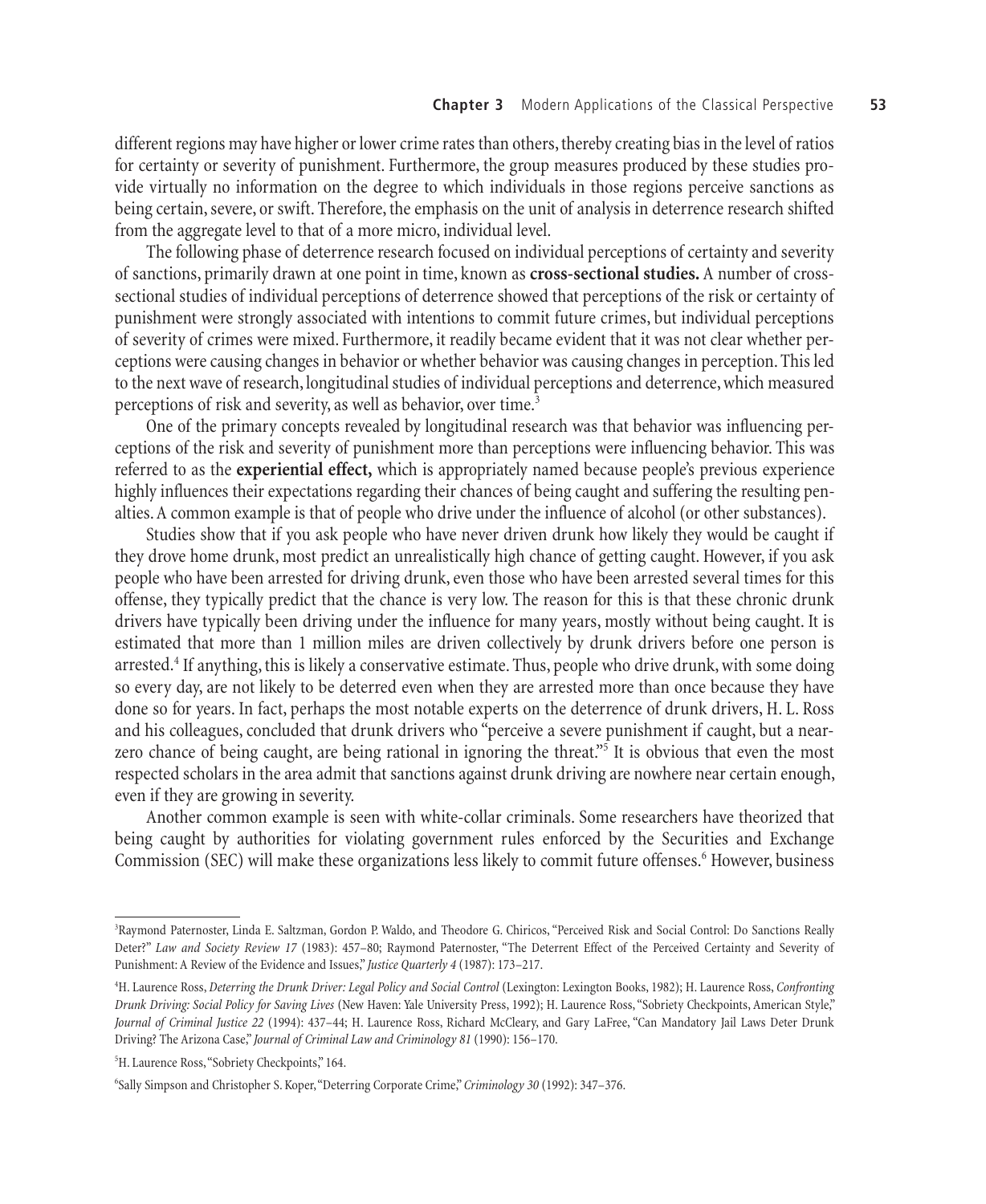different regions may have higher or lower crime rates than others, thereby creating bias in the level of ratios for certainty or severity of punishment. Furthermore, the group measures produced by these studies provide virtually no information on the degree to which individuals in those regions perceive sanctions as being certain, severe, or swift. Therefore, the emphasis on the unit of analysis in deterrence research shifted from the aggregate level to that of a more micro, individual level.

The following phase of deterrence research focused on individual perceptions of certainty and severity of sanctions, primarily drawn at one point in time, known as **cross-sectional studies.** A number of cross-sectional studies of individual perceptions of deterrence showed that perceptions of the risk or certainty of punishment were strongly associated with intentions to commit future crimes, but individual perceptions of severity of crimes were mixed. Furthermore, it readily became evident that it was not clear whether perceptions were causing changes in behavior or whether behavior was causing changes in perception. This led to the next wave of research, longitudinal studies of individual perceptions and deterrence, which measured perceptions of risk and severity, as well as behavior, over time.[3]

One of the primary concepts revealed by longitudinal research was that behavior was influencing perceptions of the risk and severity of punishment more than perceptions were influencing behavior. This was referred to as the **experiential effect,** which is appropriately named because people's previous experience highly influences their expectations regarding their chances of being caught and suffering the resulting penalties. A common example is that of people who drive under the influence of alcohol (or other substances).

Studies show that if you ask people who have never driven drunk how likely they would be caught if they drove home drunk, most predict an unrealistically high chance of getting caught. However, if you ask people who have been arrested for driving drunk, even those who have been arrested several times for this offense, they typically predict that the chance is very low. The reason for this is that these chronic drunk drivers have typically been driving under the influence for many years, mostly without being caught. It is estimated that more than 1 million miles are driven collectively by drunk drivers before one person is arrested.[4] If anything, this is likely a conservative estimate. Thus, people who drive drunk, with some doing so every day, are not likely to be deterred even when they are arrested more than once because they have done so for years. In fact, perhaps the most notable experts on the deterrence of drunk drivers, H. L. Ross and his colleagues, concluded that drunk drivers who "perceive a severe punishment if caught, but a near-zero chance of being caught, are being rational in ignoring the threat."[5] It is obvious that even the most respected scholars in the area admit that sanctions against drunk driving are nowhere near certain enough, even if they are growing in severity.

Another common example is seen with white-collar criminals. Some researchers have theorized that being caught by authorities for violating government rules enforced by the Securities and Exchange Commission (SEC) will make these organizations less likely to commit future offenses.[6] However, business

---

[3]Raymond Paternoster, Linda E. Saltzman, Gordon P. Waldo, and Theodore G. Chiricos, "Perceived Risk and Social Control: Do Sanctions Really Deter?" *Law and Society Review 17* (1983): 457–80; Raymond Paternoster, "The Deterrent Effect of the Perceived Certainty and Severity of Punishment: A Review of the Evidence and Issues," *Justice Quarterly 4* (1987): 173–217.

[4]H. Laurence Ross, *Deterring the Drunk Driver: Legal Policy and Social Control* (Lexington: Lexington Books, 1982); H. Laurence Ross, *Confronting Drunk Driving: Social Policy for Saving Lives* (New Haven: Yale University Press, 1992); H. Laurence Ross, "Sobriety Checkpoints, American Style," *Journal of Criminal Justice 22* (1994): 437–44; H. Laurence Ross, Richard McCleary, and Gary LaFree, "Can Mandatory Jail Laws Deter Drunk Driving? The Arizona Case," *Journal of Criminal Law and Criminology 81* (1990): 156–170.

[5]H. Laurence Ross, "Sobriety Checkpoints," 164.

[6]Sally Simpson and Christopher S. Koper, "Deterring Corporate Crime," *Criminology 30* (1992): 347–376.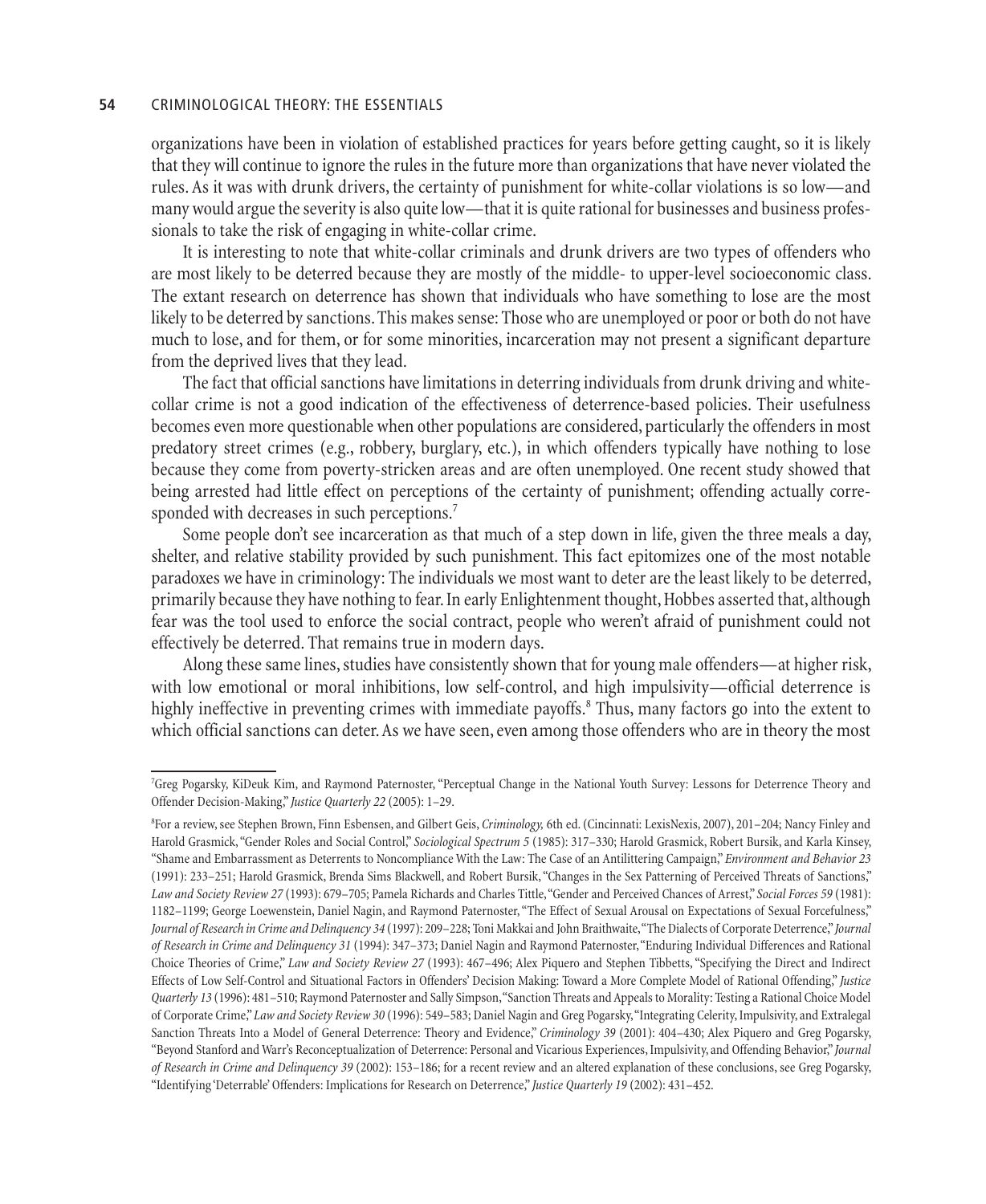organizations have been in violation of established practices for years before getting caught, so it is likely that they will continue to ignore the rules in the future more than organizations that have never violated the rules. As it was with drunk drivers, the certainty of punishment for white-collar violations is so low—and many would argue the severity is also quite low—that it is quite rational for businesses and business professionals to take the risk of engaging in white-collar crime.

It is interesting to note that white-collar criminals and drunk drivers are two types of offenders who are most likely to be deterred because they are mostly of the middle- to upper-level socioeconomic class. The extant research on deterrence has shown that individuals who have something to lose are the most likely to be deterred by sanctions. This makes sense: Those who are unemployed or poor or both do not have much to lose, and for them, or for some minorities, incarceration may not present a significant departure from the deprived lives that they lead.

The fact that official sanctions have limitations in deterring individuals from drunk driving and white-collar crime is not a good indication of the effectiveness of deterrence-based policies. Their usefulness becomes even more questionable when other populations are considered, particularly the offenders in most predatory street crimes (e.g., robbery, burglary, etc.), in which offenders typically have nothing to lose because they come from poverty-stricken areas and are often unemployed. One recent study showed that being arrested had little effect on perceptions of the certainty of punishment; offending actually corresponded with decreases in such perceptions.[7]

Some people don't see incarceration as that much of a step down in life, given the three meals a day, shelter, and relative stability provided by such punishment. This fact epitomizes one of the most notable paradoxes we have in criminology: The individuals we most want to deter are the least likely to be deterred, primarily because they have nothing to fear. In early Enlightenment thought, Hobbes asserted that, although fear was the tool used to enforce the social contract, people who weren't afraid of punishment could not effectively be deterred. That remains true in modern days.

Along these same lines, studies have consistently shown that for young male offenders—at higher risk, with low emotional or moral inhibitions, low self-control, and high impulsivity—official deterrence is highly ineffective in preventing crimes with immediate payoffs.[8] Thus, many factors go into the extent to which official sanctions can deter. As we have seen, even among those offenders who are in theory the most

---

[7]Greg Pogarsky, KiDeuk Kim, and Raymond Paternoster, "Perceptual Change in the National Youth Survey: Lessons for Deterrence Theory and Offender Decision-Making," *Justice Quarterly 22* (2005): 1–29.

[8]For a review, see Stephen Brown, Finn Esbensen, and Gilbert Geis, *Criminology,* 6th ed. (Cincinnati: LexisNexis, 2007), 201–204; Nancy Finley and Harold Grasmick, "Gender Roles and Social Control," *Sociological Spectrum 5* (1985): 317–330; Harold Grasmick, Robert Bursik, and Karla Kinsey, "Shame and Embarrassment as Deterrents to Noncompliance With the Law: The Case of an Antilittering Campaign," *Environment and Behavior 23* (1991): 233–251; Harold Grasmick, Brenda Sims Blackwell, and Robert Bursik, "Changes in the Sex Patterning of Perceived Threats of Sanctions," *Law and Society Review 27* (1993): 679–705; Pamela Richards and Charles Tittle, "Gender and Perceived Chances of Arrest," *Social Forces 59* (1981): 1182–1199; George Loewenstein, Daniel Nagin, and Raymond Paternoster, "The Effect of Sexual Arousal on Expectations of Sexual Forcefulness," *Journal of Research in Crime and Delinquency 34* (1997): 209–228; Toni Makkai and John Braithwaite, "The Dialects of Corporate Deterrence," *Journal of Research in Crime and Delinquency 31* (1994): 347–373; Daniel Nagin and Raymond Paternoster, "Enduring Individual Differences and Rational Choice Theories of Crime," *Law and Society Review 27* (1993): 467–496; Alex Piquero and Stephen Tibbetts, "Specifying the Direct and Indirect Effects of Low Self-Control and Situational Factors in Offenders' Decision Making: Toward a More Complete Model of Rational Offending," *Justice Quarterly 13* (1996): 481–510; Raymond Paternoster and Sally Simpson, "Sanction Threats and Appeals to Morality: Testing a Rational Choice Model of Corporate Crime," *Law and Society Review 30* (1996): 549–583; Daniel Nagin and Greg Pogarsky, "Integrating Celerity, Impulsivity, and Extralegal Sanction Threats Into a Model of General Deterrence: Theory and Evidence," *Criminology 39* (2001): 404–430; Alex Piquero and Greg Pogarsky, "Beyond Stanford and Warr's Reconceptualization of Deterrence: Personal and Vicarious Experiences, Impulsivity, and Offending Behavior," *Journal of Research in Crime and Delinquency 39* (2002): 153–186; for a recent review and an altered explanation of these conclusions, see Greg Pogarsky, "Identifying 'Deterrable' Offenders: Implications for Research on Deterrence," *Justice Quarterly 19* (2002): 431–452.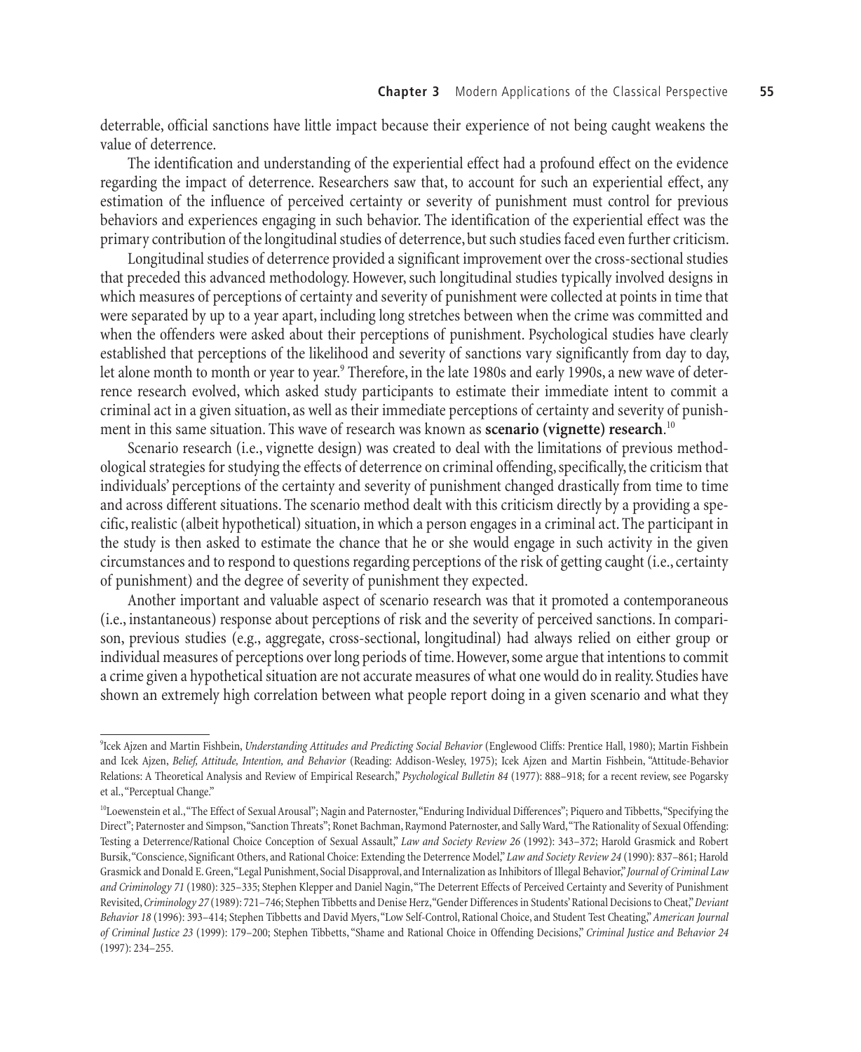deterrable, official sanctions have little impact because their experience of not being caught weakens the value of deterrence.

The identification and understanding of the experiential effect had a profound effect on the evidence regarding the impact of deterrence. Researchers saw that, to account for such an experiential effect, any estimation of the influence of perceived certainty or severity of punishment must control for previous behaviors and experiences engaging in such behavior. The identification of the experiential effect was the primary contribution of the longitudinal studies of deterrence, but such studies faced even further criticism.

Longitudinal studies of deterrence provided a significant improvement over the cross-sectional studies that preceded this advanced methodology. However, such longitudinal studies typically involved designs in which measures of perceptions of certainty and severity of punishment were collected at points in time that were separated by up to a year apart, including long stretches between when the crime was committed and when the offenders were asked about their perceptions of punishment. Psychological studies have clearly established that perceptions of the likelihood and severity of sanctions vary significantly from day to day, let alone month to month or year to year.[9] Therefore, in the late 1980s and early 1990s, a new wave of deterrence research evolved, which asked study participants to estimate their immediate intent to commit a criminal act in a given situation, as well as their immediate perceptions of certainty and severity of punishment in this same situation. This wave of research was known as **scenario (vignette) research**.[10]

Scenario research (i.e., vignette design) was created to deal with the limitations of previous methodological strategies for studying the effects of deterrence on criminal offending, specifically, the criticism that individuals' perceptions of the certainty and severity of punishment changed drastically from time to time and across different situations. The scenario method dealt with this criticism directly by a providing a specific, realistic (albeit hypothetical) situation, in which a person engages in a criminal act. The participant in the study is then asked to estimate the chance that he or she would engage in such activity in the given circumstances and to respond to questions regarding perceptions of the risk of getting caught (i.e., certainty of punishment) and the degree of severity of punishment they expected.

Another important and valuable aspect of scenario research was that it promoted a contemporaneous (i.e., instantaneous) response about perceptions of risk and the severity of perceived sanctions. In comparison, previous studies (e.g., aggregate, cross-sectional, longitudinal) had always relied on either group or individual measures of perceptions over long periods of time. However, some argue that intentions to commit a crime given a hypothetical situation are not accurate measures of what one would do in reality. Studies have shown an extremely high correlation between what people report doing in a given scenario and what they

---

[9] Icek Ajzen and Martin Fishbein, *Understanding Attitudes and Predicting Social Behavior* (Englewood Cliffs: Prentice Hall, 1980); Martin Fishbein and Icek Ajzen, *Belief, Attitude, Intention, and Behavior* (Reading: Addison-Wesley, 1975); Icek Ajzen and Martin Fishbein, "Attitude-Behavior Relations: A Theoretical Analysis and Review of Empirical Research," *Psychological Bulletin 84* (1977): 888–918; for a recent review, see Pogarsky et al., "Perceptual Change."

[10] Loewenstein et al., "The Effect of Sexual Arousal"; Nagin and Paternoster, "Enduring Individual Differences"; Piquero and Tibbetts, "Specifying the Direct"; Paternoster and Simpson, "Sanction Threats"; Ronet Bachman, Raymond Paternoster, and Sally Ward, "The Rationality of Sexual Offending: Testing a Deterrence/Rational Choice Conception of Sexual Assault," *Law and Society Review 26* (1992): 343–372; Harold Grasmick and Robert Bursik, "Conscience, Significant Others, and Rational Choice: Extending the Deterrence Model," *Law and Society Review 24* (1990): 837–861; Harold Grasmick and Donald E. Green, "Legal Punishment, Social Disapproval, and Internalization as Inhibitors of Illegal Behavior," *Journal of Criminal Law and Criminology 71* (1980): 325–335; Stephen Klepper and Daniel Nagin, "The Deterrent Effects of Perceived Certainty and Severity of Punishment Revisited, *Criminology 27* (1989): 721–746; Stephen Tibbetts and Denise Herz, "Gender Differences in Students' Rational Decisions to Cheat," *Deviant Behavior 18* (1996): 393–414; Stephen Tibbetts and David Myers, "Low Self-Control, Rational Choice, and Student Test Cheating," *American Journal of Criminal Justice 23* (1999): 179–200; Stephen Tibbetts, "Shame and Rational Choice in Offending Decisions," *Criminal Justice and Behavior 24* (1997): 234–255.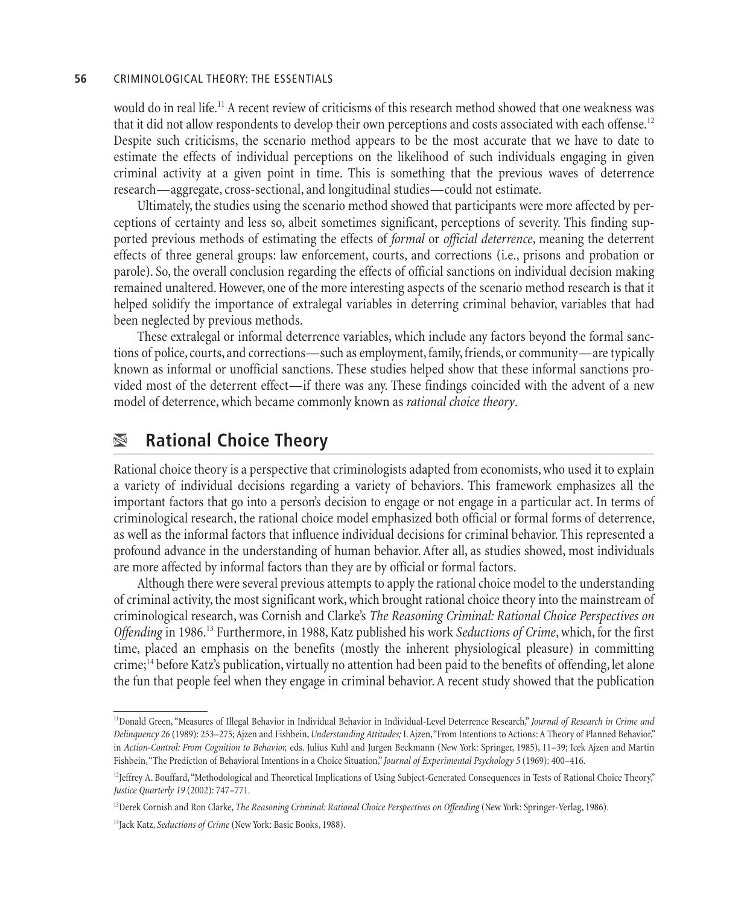would do in real life.[11] A recent review of criticisms of this research method showed that one weakness was that it did not allow respondents to develop their own perceptions and costs associated with each offense.[12] Despite such criticisms, the scenario method appears to be the most accurate that we have to date to estimate the effects of individual perceptions on the likelihood of such individuals engaging in given criminal activity at a given point in time. This is something that the previous waves of deterrence research—aggregate, cross-sectional, and longitudinal studies—could not estimate.

Ultimately, the studies using the scenario method showed that participants were more affected by perceptions of certainty and less so, albeit sometimes significant, perceptions of severity. This finding supported previous methods of estimating the effects of *formal* or *official deterrence*, meaning the deterrent effects of three general groups: law enforcement, courts, and corrections (i.e., prisons and probation or parole). So, the overall conclusion regarding the effects of official sanctions on individual decision making remained unaltered. However, one of the more interesting aspects of the scenario method research is that it helped solidify the importance of extralegal variables in deterring criminal behavior, variables that had been neglected by previous methods.

These extralegal or informal deterrence variables, which include any factors beyond the formal sanctions of police, courts, and corrections—such as employment, family, friends, or community—are typically known as informal or unofficial sanctions. These studies helped show that these informal sanctions provided most of the deterrent effect—if there was any. These findings coincided with the advent of a new model of deterrence, which became commonly known as *rational choice theory*.

## Rational Choice Theory

Rational choice theory is a perspective that criminologists adapted from economists, who used it to explain a variety of individual decisions regarding a variety of behaviors. This framework emphasizes all the important factors that go into a person's decision to engage or not engage in a particular act. In terms of criminological research, the rational choice model emphasized both official or formal forms of deterrence, as well as the informal factors that influence individual decisions for criminal behavior. This represented a profound advance in the understanding of human behavior. After all, as studies showed, most individuals are more affected by informal factors than they are by official or formal factors.

Although there were several previous attempts to apply the rational choice model to the understanding of criminal activity, the most significant work, which brought rational choice theory into the mainstream of criminological research, was Cornish and Clarke's *The Reasoning Criminal: Rational Choice Perspectives on Offending* in 1986.[13] Furthermore, in 1988, Katz published his work *Seductions of Crime*, which, for the first time, placed an emphasis on the benefits (mostly the inherent physiological pleasure) in committing crime;[14] before Katz's publication, virtually no attention had been paid to the benefits of offending, let alone the fun that people feel when they engage in criminal behavior. A recent study showed that the publication

---

[11] Donald Green, "Measures of Illegal Behavior in Individual Behavior in Individual-Level Deterrence Research," *Journal of Research in Crime and Delinquency 26* (1989): 253–275; Ajzen and Fishbein, *Understanding Attitudes;* I. Ajzen, "From Intentions to Actions: A Theory of Planned Behavior," in *Action-Control: From Cognition to Behavior,* eds. Julius Kuhl and Jurgen Beckmann (New York: Springer, 1985), 11–39; Icek Ajzen and Martin Fishbein, "The Prediction of Behavioral Intentions in a Choice Situation," *Journal of Experimental Psychology 5* (1969): 400–416.

[12] Jeffrey A. Bouffard, "Methodological and Theoretical Implications of Using Subject-Generated Consequences in Tests of Rational Choice Theory," *Justice Quarterly 19* (2002): 747–771.

[13] Derek Cornish and Ron Clarke, *The Reasoning Criminal: Rational Choice Perspectives on Offending* (New York: Springer-Verlag, 1986).

[14] Jack Katz, *Seductions of Crime* (New York: Basic Books, 1988).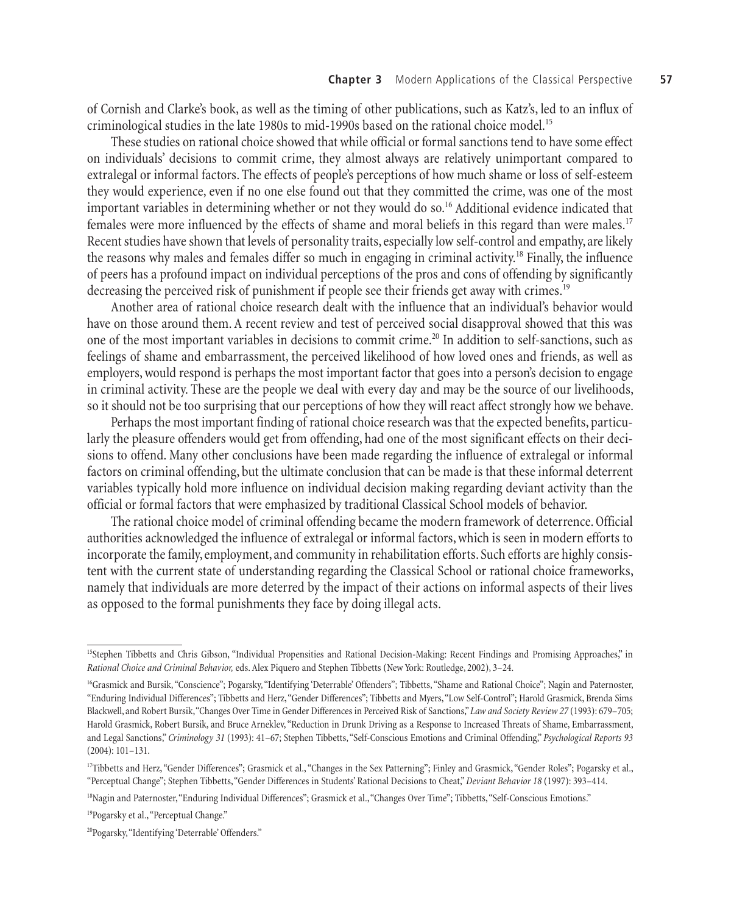of Cornish and Clarke's book, as well as the timing of other publications, such as Katz's, led to an influx of criminological studies in the late 1980s to mid-1990s based on the rational choice model.[15]

These studies on rational choice showed that while official or formal sanctions tend to have some effect on individuals' decisions to commit crime, they almost always are relatively unimportant compared to extralegal or informal factors. The effects of people's perceptions of how much shame or loss of self-esteem they would experience, even if no one else found out that they committed the crime, was one of the most important variables in determining whether or not they would do so.[16] Additional evidence indicated that females were more influenced by the effects of shame and moral beliefs in this regard than were males.[17] Recent studies have shown that levels of personality traits, especially low self-control and empathy, are likely the reasons why males and females differ so much in engaging in criminal activity.[18] Finally, the influence of peers has a profound impact on individual perceptions of the pros and cons of offending by significantly decreasing the perceived risk of punishment if people see their friends get away with crimes.[19]

Another area of rational choice research dealt with the influence that an individual's behavior would have on those around them. A recent review and test of perceived social disapproval showed that this was one of the most important variables in decisions to commit crime.[20] In addition to self-sanctions, such as feelings of shame and embarrassment, the perceived likelihood of how loved ones and friends, as well as employers, would respond is perhaps the most important factor that goes into a person's decision to engage in criminal activity. These are the people we deal with every day and may be the source of our livelihoods, so it should not be too surprising that our perceptions of how they will react affect strongly how we behave.

Perhaps the most important finding of rational choice research was that the expected benefits, particularly the pleasure offenders would get from offending, had one of the most significant effects on their decisions to offend. Many other conclusions have been made regarding the influence of extralegal or informal factors on criminal offending, but the ultimate conclusion that can be made is that these informal deterrent variables typically hold more influence on individual decision making regarding deviant activity than the official or formal factors that were emphasized by traditional Classical School models of behavior.

The rational choice model of criminal offending became the modern framework of deterrence. Official authorities acknowledged the influence of extralegal or informal factors, which is seen in modern efforts to incorporate the family, employment, and community in rehabilitation efforts. Such efforts are highly consistent with the current state of understanding regarding the Classical School or rational choice frameworks, namely that individuals are more deterred by the impact of their actions on informal aspects of their lives as opposed to the formal punishments they face by doing illegal acts.

---

[15] Stephen Tibbetts and Chris Gibson, "Individual Propensities and Rational Decision-Making: Recent Findings and Promising Approaches," in *Rational Choice and Criminal Behavior,* eds. Alex Piquero and Stephen Tibbetts (New York: Routledge, 2002), 3–24.

[16] Grasmick and Bursik, "Conscience"; Pogarsky, "Identifying 'Deterrable' Offenders"; Tibbetts, "Shame and Rational Choice"; Nagin and Paternoster, "Enduring Individual Differences"; Tibbetts and Herz, "Gender Differences"; Tibbetts and Myers, "Low Self-Control"; Harold Grasmick, Brenda Sims Blackwell, and Robert Bursik, "Changes Over Time in Gender Differences in Perceived Risk of Sanctions," *Law and Society Review 27* (1993): 679–705; Harold Grasmick, Robert Bursik, and Bruce Arneklev, "Reduction in Drunk Driving as a Response to Increased Threats of Shame, Embarrassment, and Legal Sanctions," *Criminology 31* (1993): 41–67; Stephen Tibbetts, "Self-Conscious Emotions and Criminal Offending," *Psychological Reports 93* (2004): 101–131.

[17] Tibbetts and Herz, "Gender Differences"; Grasmick et al., "Changes in the Sex Patterning"; Finley and Grasmick, "Gender Roles"; Pogarsky et al., "Perceptual Change"; Stephen Tibbetts, "Gender Differences in Students' Rational Decisions to Cheat," *Deviant Behavior 18* (1997): 393–414.

[18] Nagin and Paternoster, "Enduring Individual Differences"; Grasmick et al., "Changes Over Time"; Tibbetts, "Self-Conscious Emotions."

[19] Pogarsky et al., "Perceptual Change."

[20] Pogarsky, "Identifying 'Deterrable' Offenders."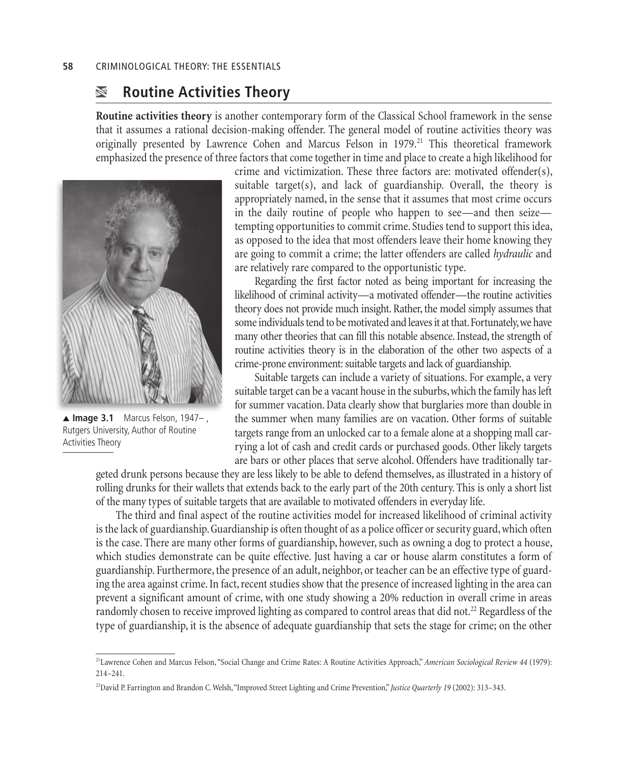## Routine Activities Theory

**Routine activities theory** is another contemporary form of the Classical School framework in the sense that it assumes a rational decision-making offender. The general model of routine activities theory was originally presented by Lawrence Cohen and Marcus Felson in 1979.[21] This theoretical framework emphasized the presence of three factors that come together in time and place to create a high likelihood for crime and victimization. These three factors are: motivated offender(s), suitable target(s), and lack of guardianship. Overall, the theory is appropriately named, in the sense that it assumes that most crime occurs in the daily routine of people who happen to see—and then seize—tempting opportunities to commit crime. Studies tend to support this idea, as opposed to the idea that most offenders leave their home knowing they are going to commit a crime; the latter offenders are called *hydraulic* and are relatively rare compared to the opportunistic type.

▲ **Image 3.1** Marcus Felson, 1947– , Rutgers University, Author of Routine Activities Theory

Regarding the first factor noted as being important for increasing the likelihood of criminal activity—a motivated offender—the routine activities theory does not provide much insight. Rather, the model simply assumes that some individuals tend to be motivated and leaves it at that. Fortunately, we have many other theories that can fill this notable absence. Instead, the strength of routine activities theory is in the elaboration of the other two aspects of a crime-prone environment: suitable targets and lack of guardianship.

Suitable targets can include a variety of situations. For example, a very suitable target can be a vacant house in the suburbs, which the family has left for summer vacation. Data clearly show that burglaries more than double in the summer when many families are on vacation. Other forms of suitable targets range from an unlocked car to a female alone at a shopping mall carrying a lot of cash and credit cards or purchased goods. Other likely targets are bars or other places that serve alcohol. Offenders have traditionally targeted drunk persons because they are less likely to be able to defend themselves, as illustrated in a history of rolling drunks for their wallets that extends back to the early part of the 20th century. This is only a short list of the many types of suitable targets that are available to motivated offenders in everyday life.

The third and final aspect of the routine activities model for increased likelihood of criminal activity is the lack of guardianship. Guardianship is often thought of as a police officer or security guard, which often is the case. There are many other forms of guardianship, however, such as owning a dog to protect a house, which studies demonstrate can be quite effective. Just having a car or house alarm constitutes a form of guardianship. Furthermore, the presence of an adult, neighbor, or teacher can be an effective type of guarding the area against crime. In fact, recent studies show that the presence of increased lighting in the area can prevent a significant amount of crime, with one study showing a 20% reduction in overall crime in areas randomly chosen to receive improved lighting as compared to control areas that did not.[22] Regardless of the type of guardianship, it is the absence of adequate guardianship that sets the stage for crime; on the other

---

[21] Lawrence Cohen and Marcus Felson, "Social Change and Crime Rates: A Routine Activities Approach," *American Sociological Review 44* (1979): 214–241.

[22] David P. Farrington and Brandon C. Welsh, "Improved Street Lighting and Crime Prevention," *Justice Quarterly 19* (2002): 313–343.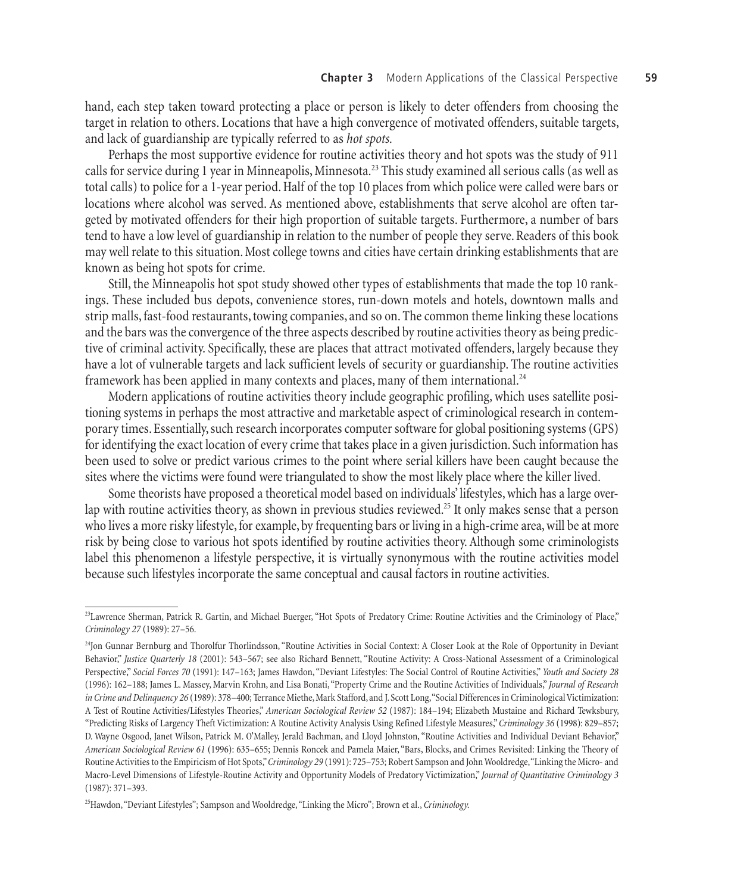hand, each step taken toward protecting a place or person is likely to deter offenders from choosing the target in relation to others. Locations that have a high convergence of motivated offenders, suitable targets, and lack of guardianship are typically referred to as *hot spots.*

Perhaps the most supportive evidence for routine activities theory and hot spots was the study of 911 calls for service during 1 year in Minneapolis, Minnesota.[23] This study examined all serious calls (as well as total calls) to police for a 1-year period. Half of the top 10 places from which police were called were bars or locations where alcohol was served. As mentioned above, establishments that serve alcohol are often targeted by motivated offenders for their high proportion of suitable targets. Furthermore, a number of bars tend to have a low level of guardianship in relation to the number of people they serve. Readers of this book may well relate to this situation. Most college towns and cities have certain drinking establishments that are known as being hot spots for crime.

Still, the Minneapolis hot spot study showed other types of establishments that made the top 10 rankings. These included bus depots, convenience stores, run-down motels and hotels, downtown malls and strip malls, fast-food restaurants, towing companies, and so on. The common theme linking these locations and the bars was the convergence of the three aspects described by routine activities theory as being predictive of criminal activity. Specifically, these are places that attract motivated offenders, largely because they have a lot of vulnerable targets and lack sufficient levels of security or guardianship. The routine activities framework has been applied in many contexts and places, many of them international.[24]

Modern applications of routine activities theory include geographic profiling, which uses satellite positioning systems in perhaps the most attractive and marketable aspect of criminological research in contemporary times. Essentially, such research incorporates computer software for global positioning systems (GPS) for identifying the exact location of every crime that takes place in a given jurisdiction. Such information has been used to solve or predict various crimes to the point where serial killers have been caught because the sites where the victims were found were triangulated to show the most likely place where the killer lived.

Some theorists have proposed a theoretical model based on individuals' lifestyles, which has a large overlap with routine activities theory, as shown in previous studies reviewed.[25] It only makes sense that a person who lives a more risky lifestyle, for example, by frequenting bars or living in a high-crime area, will be at more risk by being close to various hot spots identified by routine activities theory. Although some criminologists label this phenomenon a lifestyle perspective, it is virtually synonymous with the routine activities model because such lifestyles incorporate the same conceptual and causal factors in routine activities.

---

[23]Lawrence Sherman, Patrick R. Gartin, and Michael Buerger, "Hot Spots of Predatory Crime: Routine Activities and the Criminology of Place," *Criminology 27* (1989): 27–56.

[24]Jon Gunnar Bernburg and Thorolfur Thorlindsson, "Routine Activities in Social Context: A Closer Look at the Role of Opportunity in Deviant Behavior," *Justice Quarterly 18* (2001): 543–567; see also Richard Bennett, "Routine Activity: A Cross-National Assessment of a Criminological Perspective," *Social Forces 70* (1991): 147–163; James Hawdon, "Deviant Lifestyles: The Social Control of Routine Activities," *Youth and Society 28* (1996): 162–188; James L. Massey, Marvin Krohn, and Lisa Bonati, "Property Crime and the Routine Activities of Individuals," *Journal of Research in Crime and Delinquency 26* (1989): 378–400; Terrance Miethe, Mark Stafford, and J. Scott Long, "Social Differences in Criminological Victimization: A Test of Routine Activities/Lifestyles Theories," *American Sociological Review 52* (1987): 184–194; Elizabeth Mustaine and Richard Tewksbury, "Predicting Risks of Largency Theft Victimization: A Routine Activity Analysis Using Refined Lifestyle Measures," *Criminology 36* (1998): 829–857; D. Wayne Osgood, Janet Wilson, Patrick M. O'Malley, Jerald Bachman, and Lloyd Johnston, "Routine Activities and Individual Deviant Behavior," *American Sociological Review 61* (1996): 635–655; Dennis Roncek and Pamela Maier, "Bars, Blocks, and Crimes Revisited: Linking the Theory of Routine Activities to the Empiricism of Hot Spots," *Criminology 29* (1991): 725–753; Robert Sampson and John Wooldredge, "Linking the Micro- and Macro-Level Dimensions of Lifestyle-Routine Activity and Opportunity Models of Predatory Victimization," *Journal of Quantitative Criminology 3* (1987): 371–393.

[25]Hawdon, "Deviant Lifestyles"; Sampson and Wooldredge, "Linking the Micro"; Brown et al., *Criminology.*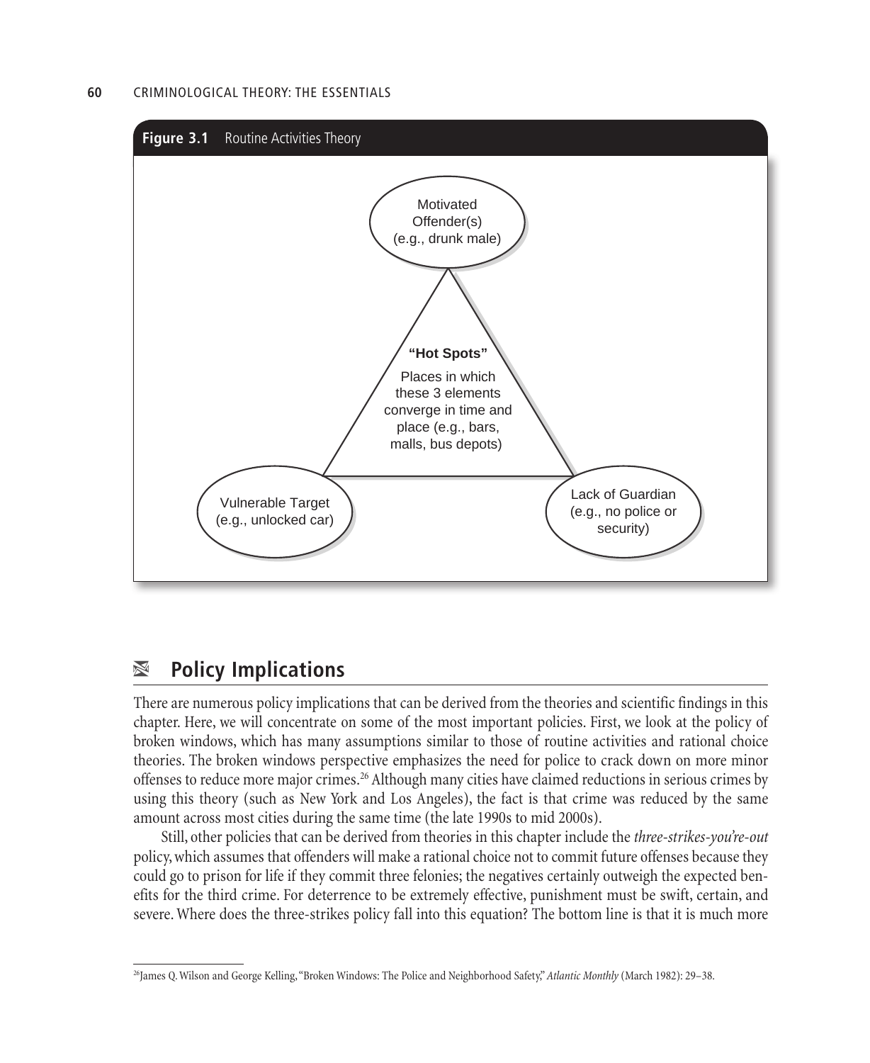**Figure 3.1** Routine Activities Theory

Motivated Offender(s) (e.g., drunk male)

**"Hot Spots"**

Places in which these 3 elements converge in time and place (e.g., bars, malls, bus depots)

Vulnerable Target (e.g., unlocked car)

Lack of Guardian (e.g., no police or security)

## Policy Implications

There are numerous policy implications that can be derived from the theories and scientific findings in this chapter. Here, we will concentrate on some of the most important policies. First, we look at the policy of broken windows, which has many assumptions similar to those of routine activities and rational choice theories. The broken windows perspective emphasizes the need for police to crack down on more minor offenses to reduce more major crimes.[26] Although many cities have claimed reductions in serious crimes by using this theory (such as New York and Los Angeles), the fact is that crime was reduced by the same amount across most cities during the same time (the late 1990s to mid 2000s).

Still, other policies that can be derived from theories in this chapter include the *three-strikes-you're-out* policy, which assumes that offenders will make a rational choice not to commit future offenses because they could go to prison for life if they commit three felonies; the negatives certainly outweigh the expected benefits for the third crime. For deterrence to be extremely effective, punishment must be swift, certain, and severe. Where does the three-strikes policy fall into this equation? The bottom line is that it is much more

[26] James Q. Wilson and George Kelling, "Broken Windows: The Police and Neighborhood Safety," *Atlantic Monthly* (March 1982): 29–38.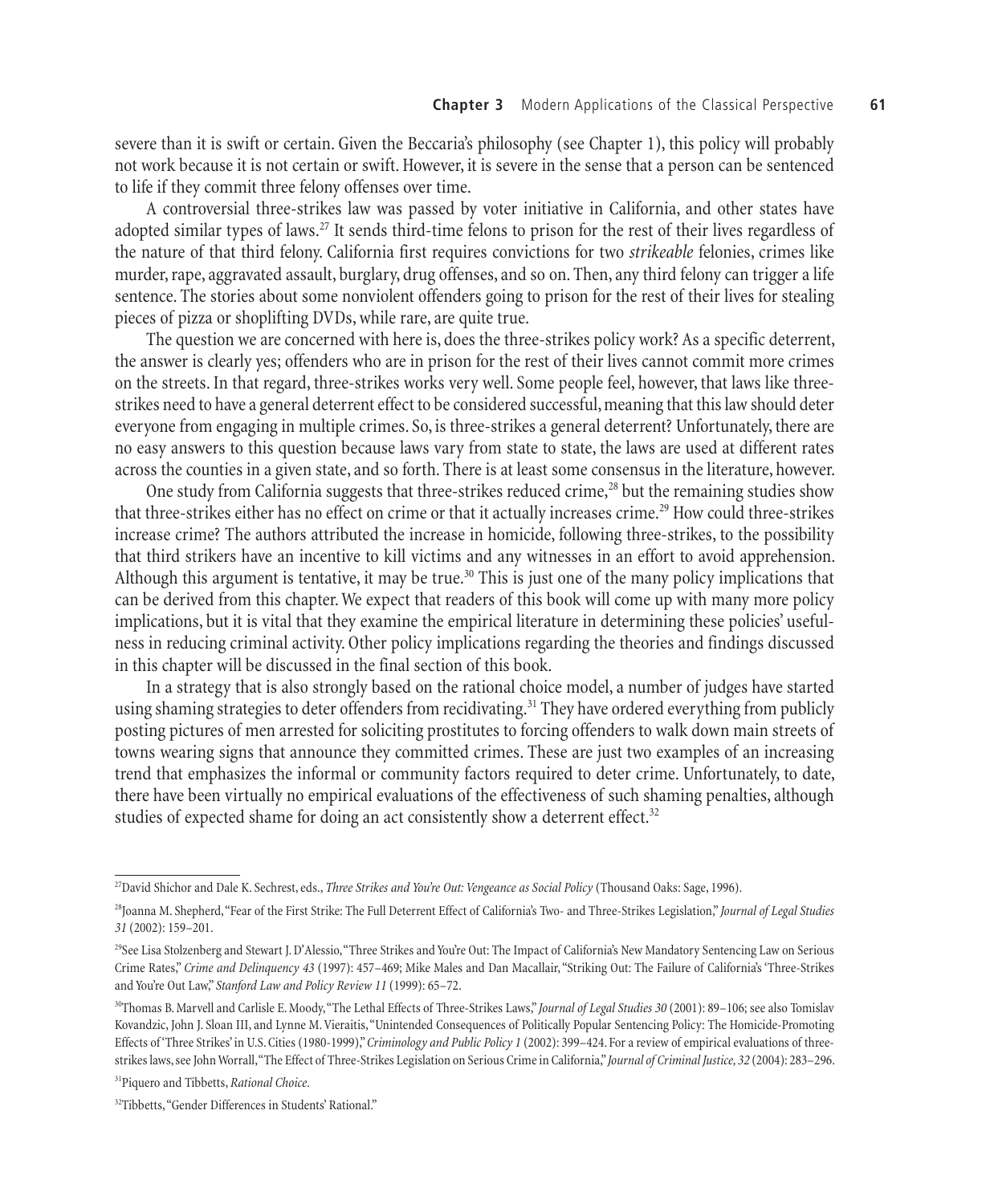severe than it is swift or certain. Given the Beccaria's philosophy (see Chapter 1), this policy will probably not work because it is not certain or swift. However, it is severe in the sense that a person can be sentenced to life if they commit three felony offenses over time.

A controversial three-strikes law was passed by voter initiative in California, and other states have adopted similar types of laws.[27] It sends third-time felons to prison for the rest of their lives regardless of the nature of that third felony. California first requires convictions for two *strikeable* felonies, crimes like murder, rape, aggravated assault, burglary, drug offenses, and so on. Then, any third felony can trigger a life sentence. The stories about some nonviolent offenders going to prison for the rest of their lives for stealing pieces of pizza or shoplifting DVDs, while rare, are quite true.

The question we are concerned with here is, does the three-strikes policy work? As a specific deterrent, the answer is clearly yes; offenders who are in prison for the rest of their lives cannot commit more crimes on the streets. In that regard, three-strikes works very well. Some people feel, however, that laws like three-strikes need to have a general deterrent effect to be considered successful, meaning that this law should deter everyone from engaging in multiple crimes. So, is three-strikes a general deterrent? Unfortunately, there are no easy answers to this question because laws vary from state to state, the laws are used at different rates across the counties in a given state, and so forth. There is at least some consensus in the literature, however.

One study from California suggests that three-strikes reduced crime,[28] but the remaining studies show that three-strikes either has no effect on crime or that it actually increases crime.[29] How could three-strikes increase crime? The authors attributed the increase in homicide, following three-strikes, to the possibility that third strikers have an incentive to kill victims and any witnesses in an effort to avoid apprehension. Although this argument is tentative, it may be true.[30] This is just one of the many policy implications that can be derived from this chapter. We expect that readers of this book will come up with many more policy implications, but it is vital that they examine the empirical literature in determining these policies' usefulness in reducing criminal activity. Other policy implications regarding the theories and findings discussed in this chapter will be discussed in the final section of this book.

In a strategy that is also strongly based on the rational choice model, a number of judges have started using shaming strategies to deter offenders from recidivating.[31] They have ordered everything from publicly posting pictures of men arrested for soliciting prostitutes to forcing offenders to walk down main streets of towns wearing signs that announce they committed crimes. These are just two examples of an increasing trend that emphasizes the informal or community factors required to deter crime. Unfortunately, to date, there have been virtually no empirical evaluations of the effectiveness of such shaming penalties, although studies of expected shame for doing an act consistently show a deterrent effect.[32]

---

[27] David Shichor and Dale K. Sechrest, eds., *Three Strikes and You're Out: Vengeance as Social Policy* (Thousand Oaks: Sage, 1996).

[28] Joanna M. Shepherd, "Fear of the First Strike: The Full Deterrent Effect of California's Two- and Three-Strikes Legislation," *Journal of Legal Studies 31* (2002): 159–201.

[29] See Lisa Stolzenberg and Stewart J. D'Alessio, "Three Strikes and You're Out: The Impact of California's New Mandatory Sentencing Law on Serious Crime Rates," *Crime and Delinquency 43* (1997): 457–469; Mike Males and Dan Macallair, "Striking Out: The Failure of California's 'Three-Strikes and You're Out Law," *Stanford Law and Policy Review 11* (1999): 65–72.

[30] Thomas B. Marvell and Carlisle E. Moody, "The Lethal Effects of Three-Strikes Laws," *Journal of Legal Studies 30* (2001): 89–106; see also Tomislav Kovandzic, John J. Sloan III, and Lynne M. Vieraitis, "Unintended Consequences of Politically Popular Sentencing Policy: The Homicide-Promoting Effects of 'Three Strikes' in U.S. Cities (1980-1999)," *Criminology and Public Policy 1* (2002): 399–424. For a review of empirical evaluations of three-strikes laws, see John Worrall, "The Effect of Three-Strikes Legislation on Serious Crime in California," *Journal of Criminal Justice, 32* (2004): 283–296.

[31] Piquero and Tibbetts, *Rational Choice*.

[32] Tibbetts, "Gender Differences in Students' Rational."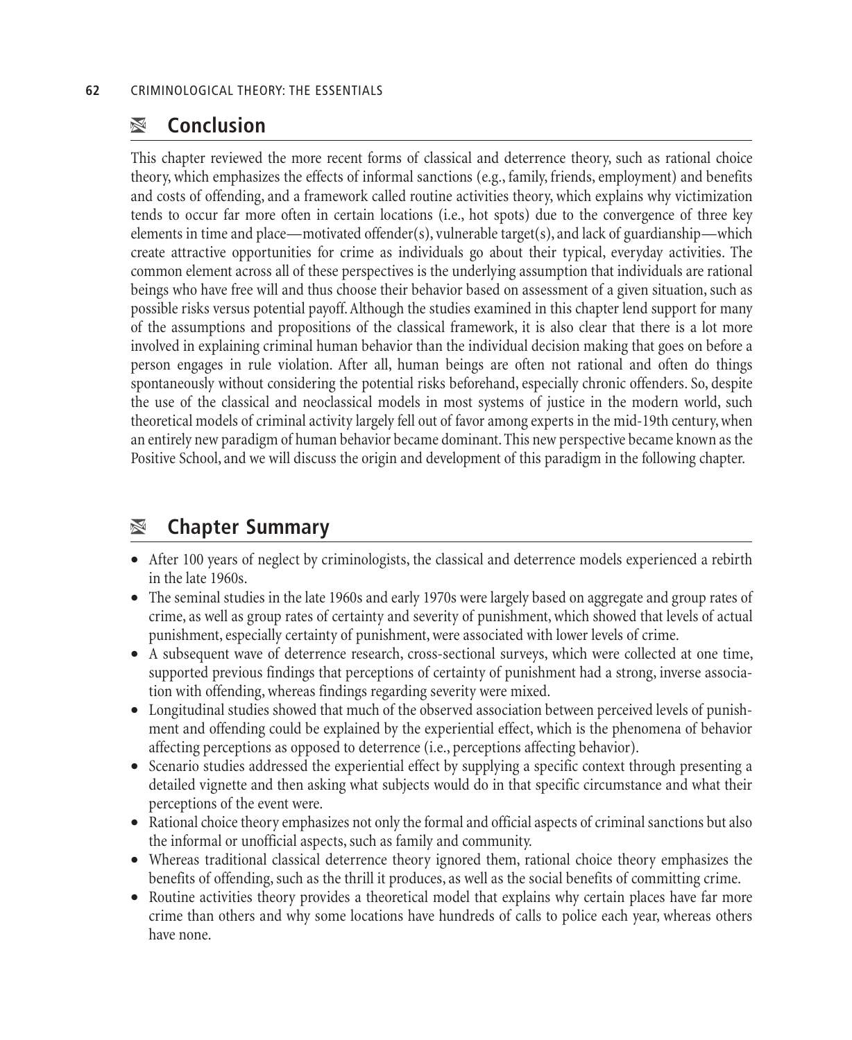## Conclusion

This chapter reviewed the more recent forms of classical and deterrence theory, such as rational choice theory, which emphasizes the effects of informal sanctions (e.g., family, friends, employment) and benefits and costs of offending, and a framework called routine activities theory, which explains why victimization tends to occur far more often in certain locations (i.e., hot spots) due to the convergence of three key elements in time and place—motivated offender(s), vulnerable target(s), and lack of guardianship—which create attractive opportunities for crime as individuals go about their typical, everyday activities. The common element across all of these perspectives is the underlying assumption that individuals are rational beings who have free will and thus choose their behavior based on assessment of a given situation, such as possible risks versus potential payoff. Although the studies examined in this chapter lend support for many of the assumptions and propositions of the classical framework, it is also clear that there is a lot more involved in explaining criminal human behavior than the individual decision making that goes on before a person engages in rule violation. After all, human beings are often not rational and often do things spontaneously without considering the potential risks beforehand, especially chronic offenders. So, despite the use of the classical and neoclassical models in most systems of justice in the modern world, such theoretical models of criminal activity largely fell out of favor among experts in the mid-19th century, when an entirely new paradigm of human behavior became dominant. This new perspective became known as the Positive School, and we will discuss the origin and development of this paradigm in the following chapter.

## Chapter Summary

- After 100 years of neglect by criminologists, the classical and deterrence models experienced a rebirth in the late 1960s.
- The seminal studies in the late 1960s and early 1970s were largely based on aggregate and group rates of crime, as well as group rates of certainty and severity of punishment, which showed that levels of actual punishment, especially certainty of punishment, were associated with lower levels of crime.
- A subsequent wave of deterrence research, cross-sectional surveys, which were collected at one time, supported previous findings that perceptions of certainty of punishment had a strong, inverse association with offending, whereas findings regarding severity were mixed.
- Longitudinal studies showed that much of the observed association between perceived levels of punishment and offending could be explained by the experiential effect, which is the phenomena of behavior affecting perceptions as opposed to deterrence (i.e., perceptions affecting behavior).
- Scenario studies addressed the experiential effect by supplying a specific context through presenting a detailed vignette and then asking what subjects would do in that specific circumstance and what their perceptions of the event were.
- Rational choice theory emphasizes not only the formal and official aspects of criminal sanctions but also the informal or unofficial aspects, such as family and community.
- Whereas traditional classical deterrence theory ignored them, rational choice theory emphasizes the benefits of offending, such as the thrill it produces, as well as the social benefits of committing crime.
- Routine activities theory provides a theoretical model that explains why certain places have far more crime than others and why some locations have hundreds of calls to police each year, whereas others have none.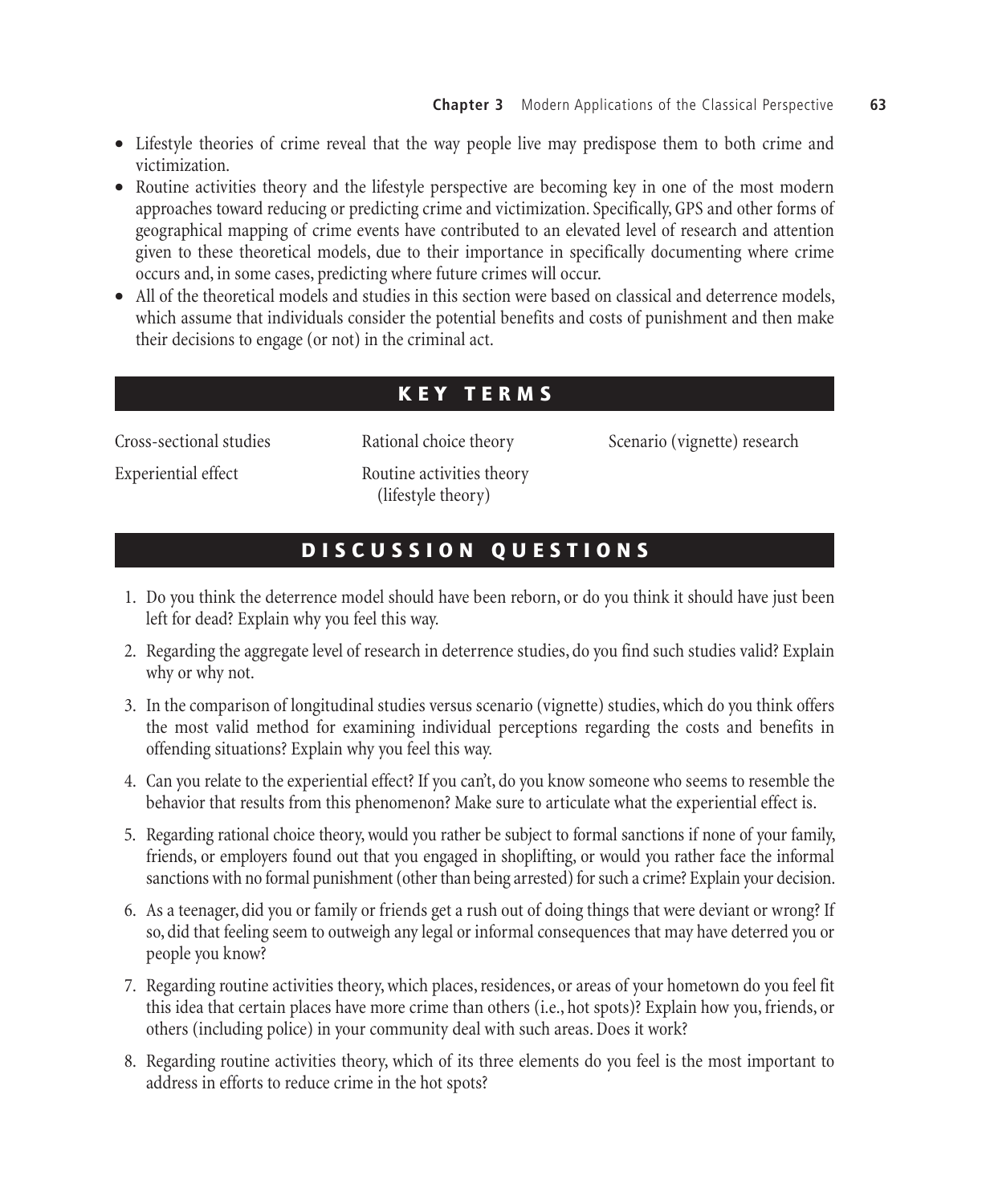- Lifestyle theories of crime reveal that the way people live may predispose them to both crime and victimization.
- Routine activities theory and the lifestyle perspective are becoming key in one of the most modern approaches toward reducing or predicting crime and victimization. Specifically, GPS and other forms of geographical mapping of crime events have contributed to an elevated level of research and attention given to these theoretical models, due to their importance in specifically documenting where crime occurs and, in some cases, predicting where future crimes will occur.
- All of the theoretical models and studies in this section were based on classical and deterrence models, which assume that individuals consider the potential benefits and costs of punishment and then make their decisions to engage (or not) in the criminal act.

## KEY TERMS

Cross-sectional studies

Experiential effect

Rational choice theory

Routine activities theory (lifestyle theory)

Scenario (vignette) research

## DISCUSSION QUESTIONS

1. Do you think the deterrence model should have been reborn, or do you think it should have just been left for dead? Explain why you feel this way.
2. Regarding the aggregate level of research in deterrence studies, do you find such studies valid? Explain why or why not.
3. In the comparison of longitudinal studies versus scenario (vignette) studies, which do you think offers the most valid method for examining individual perceptions regarding the costs and benefits in offending situations? Explain why you feel this way.
4. Can you relate to the experiential effect? If you can't, do you know someone who seems to resemble the behavior that results from this phenomenon? Make sure to articulate what the experiential effect is.
5. Regarding rational choice theory, would you rather be subject to formal sanctions if none of your family, friends, or employers found out that you engaged in shoplifting, or would you rather face the informal sanctions with no formal punishment (other than being arrested) for such a crime? Explain your decision.
6. As a teenager, did you or family or friends get a rush out of doing things that were deviant or wrong? If so, did that feeling seem to outweigh any legal or informal consequences that may have deterred you or people you know?
7. Regarding routine activities theory, which places, residences, or areas of your hometown do you feel fit this idea that certain places have more crime than others (i.e., hot spots)? Explain how you, friends, or others (including police) in your community deal with such areas. Does it work?
8. Regarding routine activities theory, which of its three elements do you feel is the most important to address in efforts to reduce crime in the hot spots?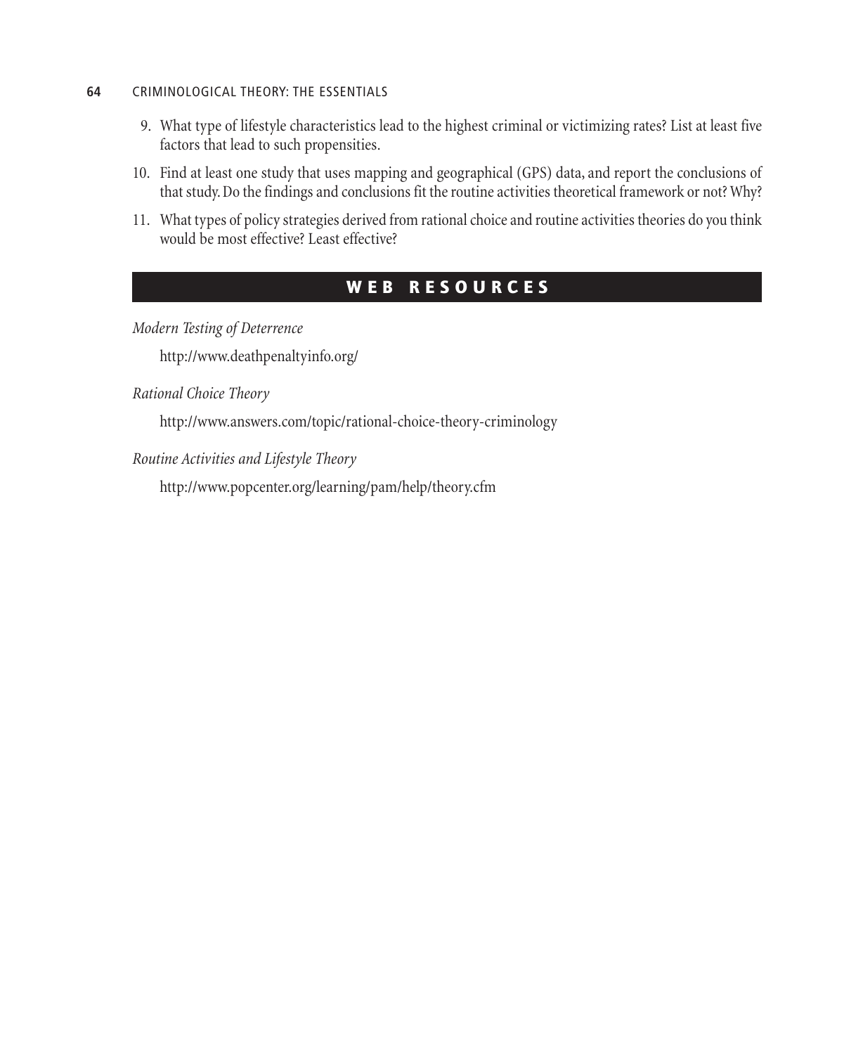9. What type of lifestyle characteristics lead to the highest criminal or victimizing rates? List at least five factors that lead to such propensities.
10. Find at least one study that uses mapping and geographical (GPS) data, and report the conclusions of that study. Do the findings and conclusions fit the routine activities theoretical framework or not? Why?
11. What types of policy strategies derived from rational choice and routine activities theories do you think would be most effective? Least effective?

## WEB RESOURCES

*Modern Testing of Deterrence*

http://www.deathpenaltyinfo.org/

*Rational Choice Theory*

http://www.answers.com/topic/rational-choice-theory-criminology

*Routine Activities and Lifestyle Theory*

http://www.popcenter.org/learning/pam/help/theory.cfm